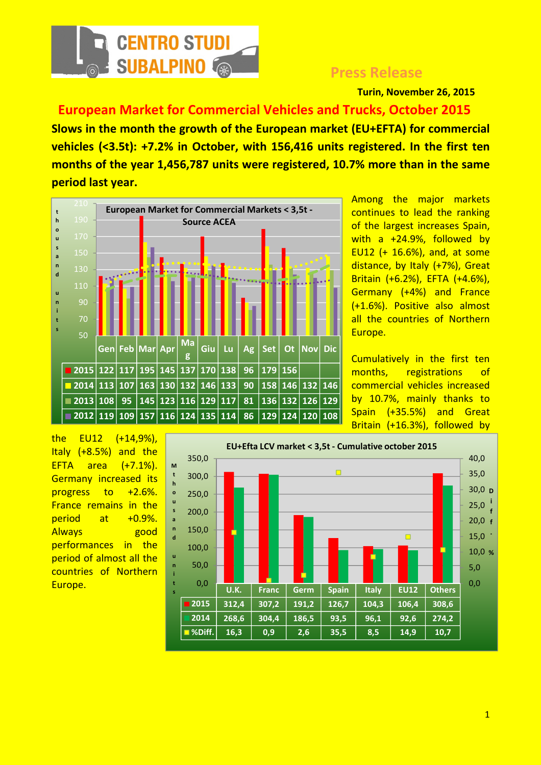CENTRO STUDI SUBALPINO

Press Release

**Turin, November 26, 2015**

# European Market for Commercial Vehicles and Trucks, October 2015

**Slows in the month the growth of the European market (EU+EFTA) for commercial vehicles (<3.5t): +7.2% in October, with 156,416 units registered. In the first ten months of the year 1,456,787 units were registered, 10.7% more than in the same period last year.**

**European Market for Commercial Markets < 3,5t - Source ACEA** (thousand units)

| | Gen | Feb | Mar | Apr | Mag | Giu | Lu | Ag | Set | Ot | Nov | Dic |
|---|---|---|---|---|---|---|---|---|---|---|---|---|
| 2015 | 122 | 117 | 195 | 145 | 137 | 170 | 138 | 96 | 179 | 156 | | |
| 2014 | 113 | 107 | 163 | 130 | 132 | 146 | 133 | 90 | 158 | 146 | 132 | 146 |
| 2013 | 108 | 95 | 145 | 123 | 116 | 129 | 117 | 81 | 136 | 132 | 126 | 129 |
| 2012 | 119 | 109 | 157 | 116 | 124 | 135 | 114 | 86 | 129 | 124 | 120 | 108 |

Among the major markets continues to lead the ranking of the largest increases Spain, with a +24.9%, followed by EU12 (+ 16.6%), and, at some distance, by Italy (+7%), Great Britain (+6.2%), EFTA (+4.6%), Germany (+4%) and France (+1.6%). Positive also almost all the countries of Northern Europe.

Cumulatively in the first ten months, registrations of commercial vehicles increased by 10.7%, mainly thanks to Spain (+35.5%) and Great Britain (+16.3%), followed by the EU12 (+14,9%), Italy (+8.5%) and the EFTA area (+7.1%). Germany increased its progress to +2.6%. France remains in the period at +0.9%. Always good performances in the period of almost all the countries of Northern Europe.

**EU+Efta LCV market < 3,5t - Cumulative october 2015** (thousand units; Diff. %)

| | U.K. | Franc | Germ | Spain | Italy | EU12 | Others |
|---|---|---|---|---|---|---|---|
| 2015 | 312,4 | 307,2 | 191,2 | 126,7 | 104,3 | 106,4 | 308,6 |
| 2014 | 268,6 | 304,4 | 186,5 | 93,5 | 96,1 | 92,6 | 274,2 |
| %Diff. | 16,3 | 0,9 | 2,6 | 35,5 | 8,5 | 14,9 | 10,7 |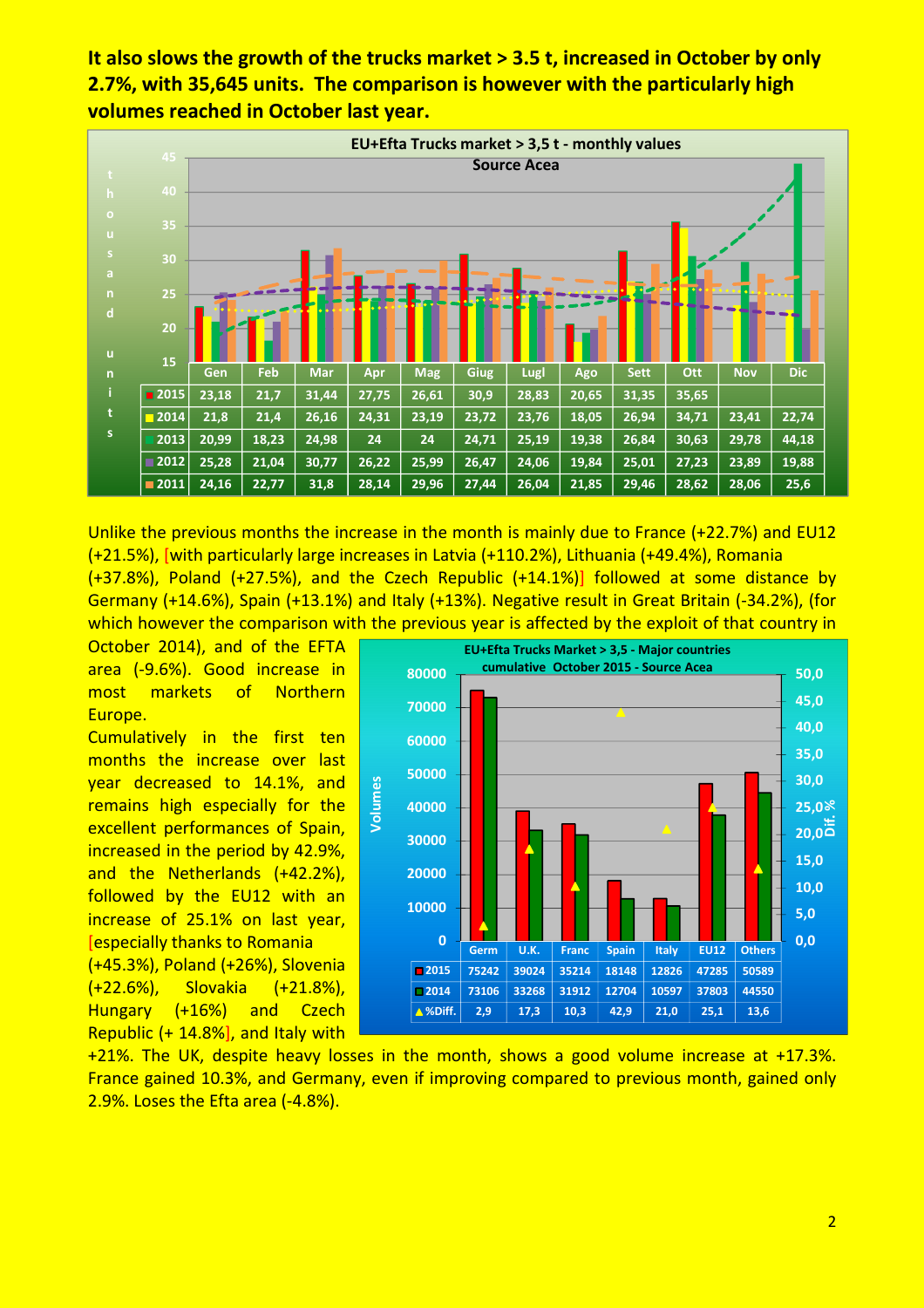**It also slows the growth of the trucks market > 3.5 t, increased in October by only 2.7%, with 35,645 units. The comparison is however with the particularly high volumes reached in October last year.**

**EU+Efta Trucks market > 3,5 t - monthly values**
**Source Acea**

(thousand units)

| | Gen | Feb | Mar | Apr | Mag | Giug | Lugl | Ago | Sett | Ott | Nov | Dic |
|---|---|---|---|---|---|---|---|---|---|---|---|---|
| 2015 | 23,18 | 21,7 | 31,44 | 27,75 | 26,61 | 30,9 | 28,83 | 20,65 | 31,35 | 35,65 | | |
| 2014 | 21,8 | 21,4 | 26,16 | 24,31 | 23,19 | 23,72 | 23,76 | 18,05 | 26,94 | 34,71 | 23,41 | 22,74 |
| 2013 | 20,99 | 18,23 | 24,98 | 24 | 24 | 24,71 | 25,19 | 19,38 | 26,84 | 30,63 | 29,78 | 44,18 |
| 2012 | 25,28 | 21,04 | 30,77 | 26,22 | 25,99 | 26,47 | 24,06 | 19,84 | 25,01 | 27,23 | 23,89 | 19,88 |
| 2011 | 24,16 | 22,77 | 31,8 | 28,14 | 29,96 | 27,44 | 26,04 | 21,85 | 29,46 | 28,62 | 28,06 | 25,6 |

Unlike the previous months the increase in the month is mainly due to France (+22.7%) and EU12 (+21.5%), [with particularly large increases in Latvia (+110.2%), Lithuania (+49.4%), Romania (+37.8%), Poland (+27.5%), and the Czech Republic (+14.1%)] followed at some distance by Germany (+14.6%), Spain (+13.1%) and Italy (+13%). Negative result in Great Britain (-34.2%), (for which however the comparison with the previous year is affected by the exploit of that country in October 2014), and of the EFTA area (-9.6%). Good increase in most markets of Northern Europe.

Cumulatively in the first ten months the increase over last year decreased to 14.1%, and remains high especially for the excellent performances of Spain, increased in the period by 42.9%, and the Netherlands (+42.2%), followed by the EU12 with an increase of 25.1% on last year, [especially thanks to Romania (+45.3%), Poland (+26%), Slovenia (+22.6%), Slovakia (+21.8%), Hungary (+16%) and Czech Republic (+ 14.8%], and Italy with +21%. The UK, despite heavy losses in the month, shows a good volume increase at +17.3%. France gained 10.3%, and Germany, even if improving compared to previous month, gained only 2.9%. Loses the Efta area (-4.8%).

**EU+Efta Trucks Market > 3,5 - Major countries**
**cumulative October 2015 - Source Acea**

| | Germ | U.K. | Franc | Spain | Italy | EU12 | Others |
|---|---|---|---|---|---|---|---|
| 2015 | 75242 | 39024 | 35214 | 18148 | 12826 | 47285 | 50589 |
| 2014 | 73106 | 33268 | 31912 | 12704 | 10597 | 37803 | 44550 |
| %Diff. | 2,9 | 17,3 | 10,3 | 42,9 | 21,0 | 25,1 | 13,6 |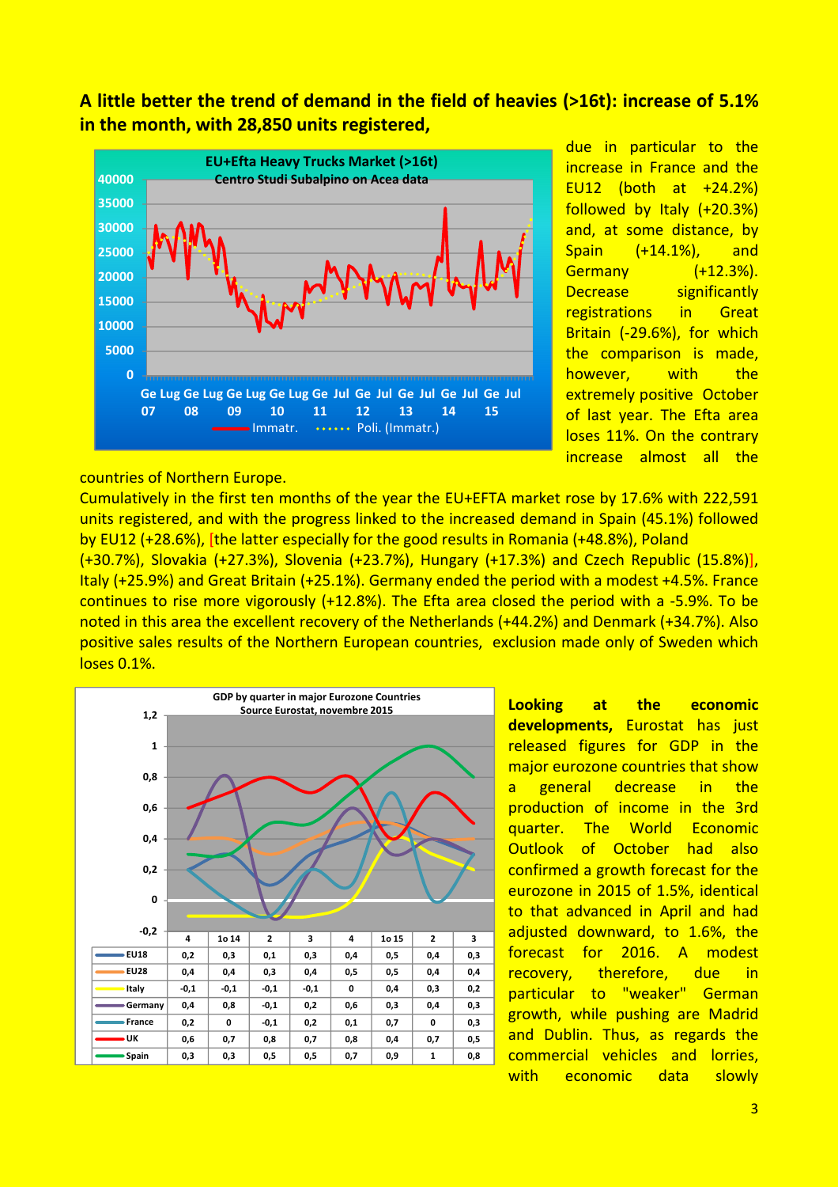**A little better the trend of demand in the field of heavies (>16t): increase of 5.1% in the month, with 28,850 units registered,** due in particular to the increase in France and the EU12 (both at +24.2%) followed by Italy (+20.3%) and, at some distance, by Spain (+14.1%), and Germany (+12.3%). Decrease significantly registrations in Great Britain (-29.6%), for which the comparison is made, however, with the extremely positive October of last year. The Efta area loses 11%. On the contrary increase almost all the countries of Northern Europe.

Cumulatively in the first ten months of the year the EU+EFTA market rose by 17.6% with 222,591 units registered, and with the progress linked to the increased demand in Spain (45.1%) followed by EU12 (+28.6%), [the latter especially for the good results in Romania (+48.8%), Poland (+30.7%), Slovakia (+27.3%), Slovenia (+23.7%), Hungary (+17.3%) and Czech Republic (15.8%)], Italy (+25.9%) and Great Britain (+25.1%). Germany ended the period with a modest +4.5%. France continues to rise more vigorously (+12.8%). The Efta area closed the period with a -5.9%. To be noted in this area the excellent recovery of the Netherlands (+44.2%) and Denmark (+34.7%). Also positive sales results of the Northern European countries, exclusion made only of Sweden which loses 0.1%.

GDP by quarter in major Eurozone Countries
Source Eurostat, novembre 2015

| | 4 | 1o 14 | 2 | 3 | 4 | 1o 15 | 2 | 3 |
|---|---|---|---|---|---|---|---|---|
| EU18 | 0,2 | 0,3 | 0,1 | 0,3 | 0,4 | 0,5 | 0,4 | 0,3 |
| EU28 | 0,4 | 0,4 | 0,3 | 0,4 | 0,5 | 0,5 | 0,4 | 0,4 |
| Italy | -0,1 | -0,1 | -0,1 | -0,1 | 0 | 0,4 | 0,3 | 0,2 |
| Germany | 0,4 | 0,8 | -0,1 | 0,2 | 0,6 | 0,3 | 0,4 | 0,3 |
| France | 0,2 | 0 | -0,1 | 0,2 | 0,1 | 0,7 | 0 | 0,3 |
| UK | 0,6 | 0,7 | 0,8 | 0,7 | 0,8 | 0,4 | 0,7 | 0,5 |
| Spain | 0,3 | 0,3 | 0,5 | 0,5 | 0,7 | 0,9 | 1 | 0,8 |

**Looking at the economic developments,** Eurostat has just released figures for GDP in the major eurozone countries that show a general decrease in the production of income in the 3rd quarter. The World Economic Outlook of October had also confirmed a growth forecast for the eurozone in 2015 of 1.5%, identical to that advanced in April and had adjusted downward, to 1.6%, the forecast for 2016. A modest recovery, therefore, due in particular to "weaker" German growth, while pushing are Madrid and Dublin. Thus, as regards the commercial vehicles and lorries, with economic data slowly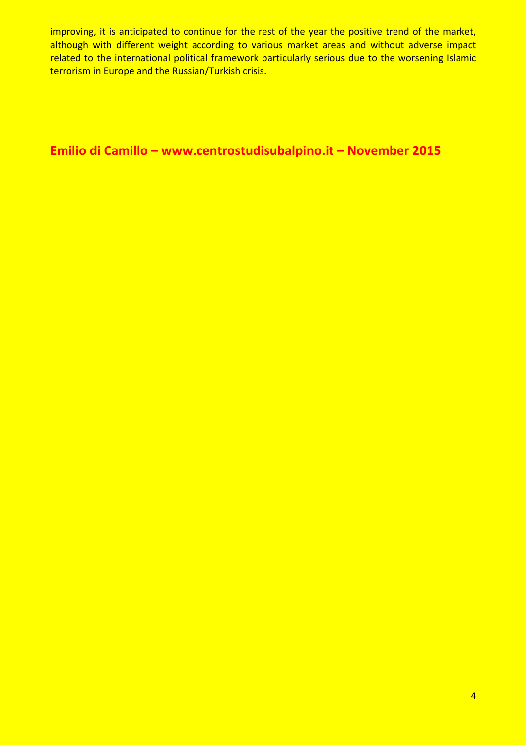improving, it is anticipated to continue for the rest of the year the positive trend of the market, although with different weight according to various market areas and without adverse impact related to the international political framework particularly serious due to the worsening Islamic terrorism in Europe and the Russian/Turkish crisis.

**Emilio di Camillo – [www.centrostudisubalpino.it](http://www.centrostudisubalpino.it) – November 2015**